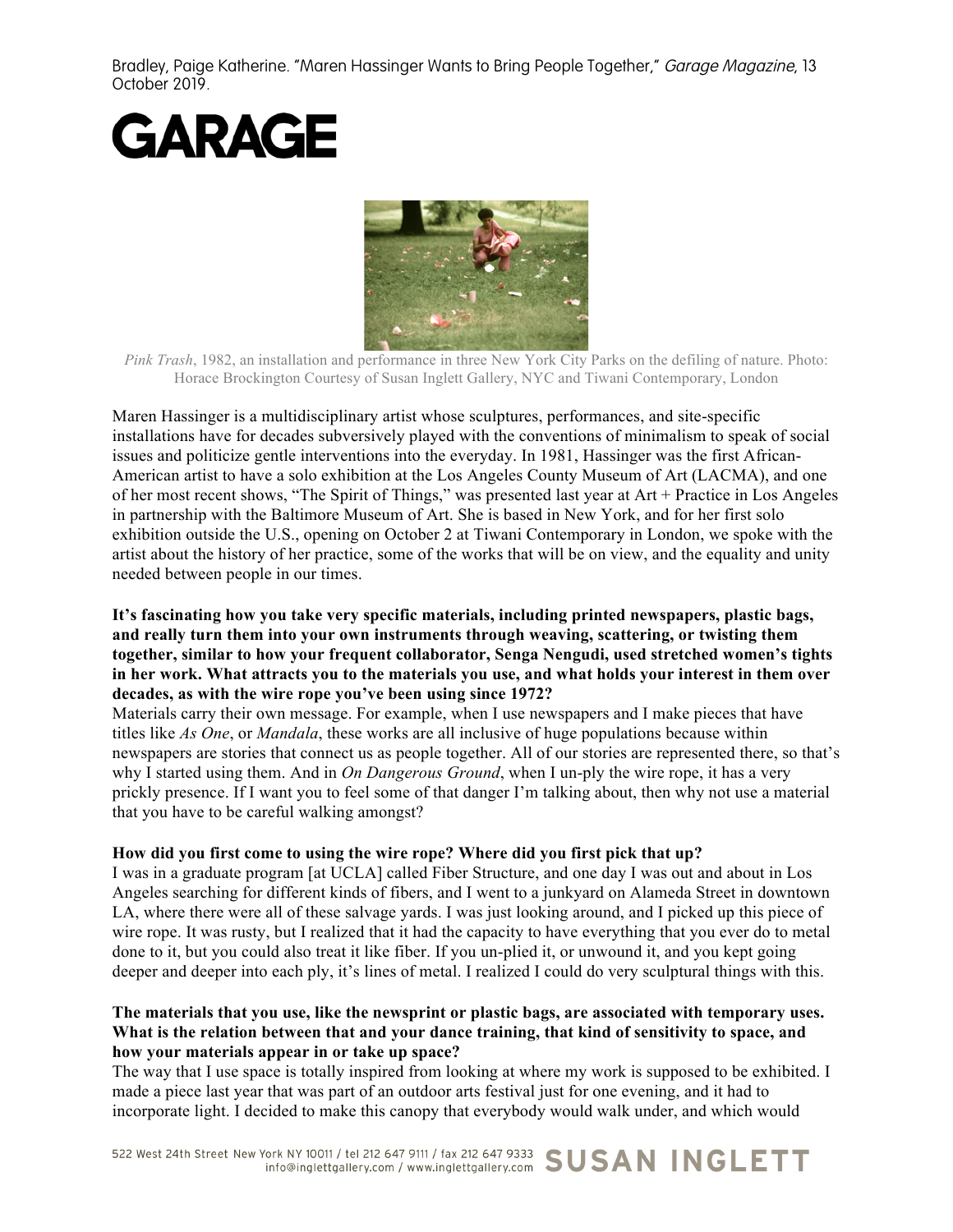Bradley, Paige Katherine. "Maren Hassinger Wants to Bring People Together," *Garage Magazine*, 13 October 2019.

# GARAGE

*Pink Trash*, 1982, an installation and performance in three New York City Parks on the defiling of nature. Photo: Horace Brockington Courtesy of Susan Inglett Gallery, NYC and Tiwani Contemporary, London

Maren Hassinger is a multidisciplinary artist whose sculptures, performances, and site-specific installations have for decades subversively played with the conventions of minimalism to speak of social issues and politicize gentle interventions into the everyday. In 1981, Hassinger was the first African-American artist to have a solo exhibition at the Los Angeles County Museum of Art (LACMA), and one of her most recent shows, "The Spirit of Things," was presented last year at Art + Practice in Los Angeles in partnership with the Baltimore Museum of Art. She is based in New York, and for her first solo exhibition outside the U.S., opening on October 2 at Tiwani Contemporary in London, we spoke with the artist about the history of her practice, some of the works that will be on view, and the equality and unity needed between people in our times.

**It's fascinating how you take very specific materials, including printed newspapers, plastic bags, and really turn them into your own instruments through weaving, scattering, or twisting them together, similar to how your frequent collaborator, Senga Nengudi, used stretched women's tights in her work. What attracts you to the materials you use, and what holds your interest in them over decades, as with the wire rope you've been using since 1972?**

Materials carry their own message. For example, when I use newspapers and I make pieces that have titles like *As One*, or *Mandala*, these works are all inclusive of huge populations because within newspapers are stories that connect us as people together. All of our stories are represented there, so that's why I started using them. And in *On Dangerous Ground*, when I un-ply the wire rope, it has a very prickly presence. If I want you to feel some of that danger I'm talking about, then why not use a material that you have to be careful walking amongst?

**How did you first come to using the wire rope? Where did you first pick that up?**

I was in a graduate program [at UCLA] called Fiber Structure, and one day I was out and about in Los Angeles searching for different kinds of fibers, and I went to a junkyard on Alameda Street in downtown LA, where there were all of these salvage yards. I was just looking around, and I picked up this piece of wire rope. It was rusty, but I realized that it had the capacity to have everything that you ever do to metal done to it, but you could also treat it like fiber. If you un-plied it, or unwound it, and you kept going deeper and deeper into each ply, it's lines of metal. I realized I could do very sculptural things with this.

**The materials that you use, like the newsprint or plastic bags, are associated with temporary uses. What is the relation between that and your dance training, that kind of sensitivity to space, and how your materials appear in or take up space?**

The way that I use space is totally inspired from looking at where my work is supposed to be exhibited. I made a piece last year that was part of an outdoor arts festival just for one evening, and it had to incorporate light. I decided to make this canopy that everybody would walk under, and which would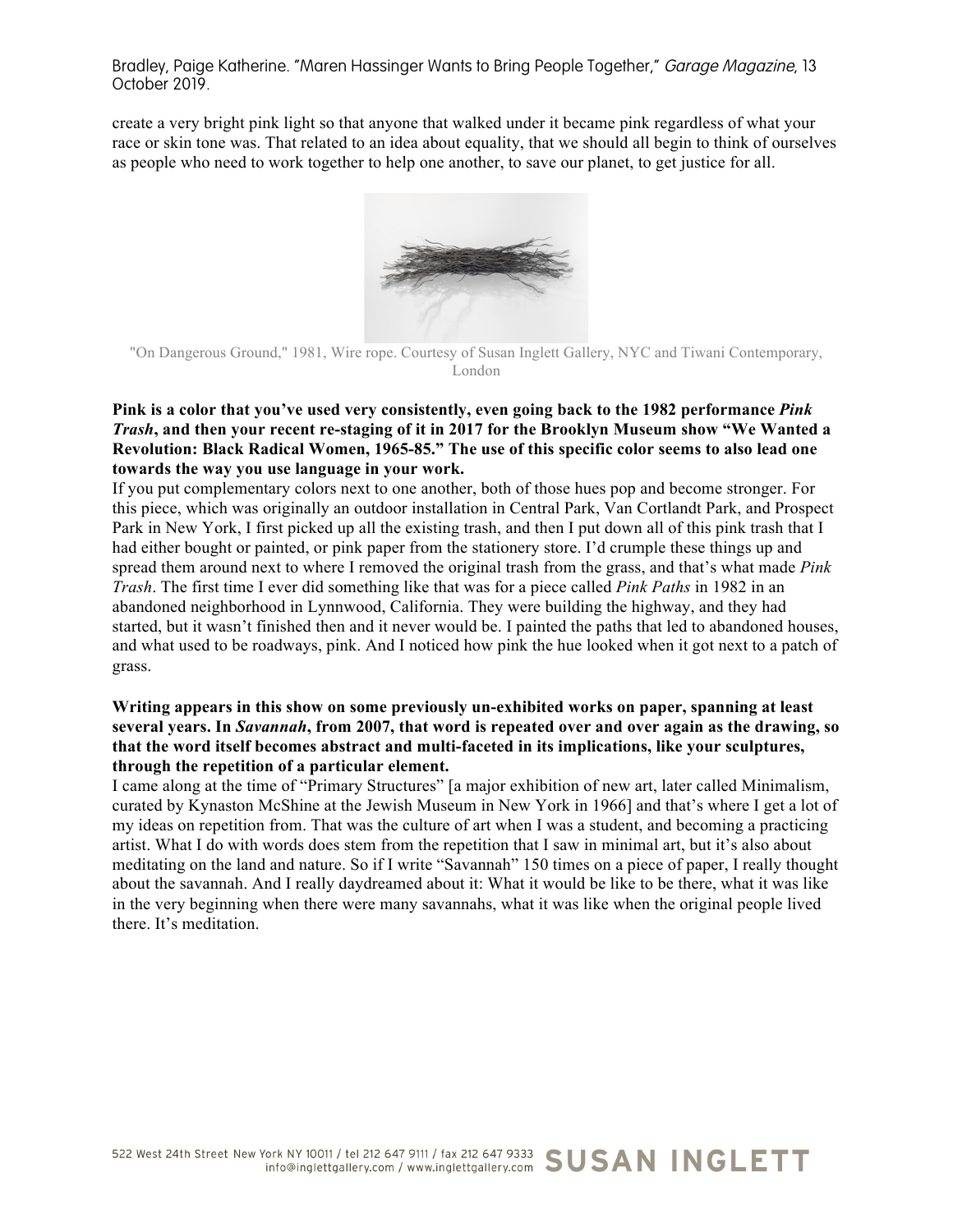create a very bright pink light so that anyone that walked under it became pink regardless of what your race or skin tone was. That related to an idea about equality, that we should all begin to think of ourselves as people who need to work together to help one another, to save our planet, to get justice for all.

"On Dangerous Ground," 1981, Wire rope. Courtesy of Susan Inglett Gallery, NYC and Tiwani Contemporary, London

**Pink is a color that you've used very consistently, even going back to the 1982 performance *Pink Trash*, and then your recent re-staging of it in 2017 for the Brooklyn Museum show "We Wanted a Revolution: Black Radical Women, 1965-85." The use of this specific color seems to also lead one towards the way you use language in your work.**

If you put complementary colors next to one another, both of those hues pop and become stronger. For this piece, which was originally an outdoor installation in Central Park, Van Cortlandt Park, and Prospect Park in New York, I first picked up all the existing trash, and then I put down all of this pink trash that I had either bought or painted, or pink paper from the stationery store. I'd crumple these things up and spread them around next to where I removed the original trash from the grass, and that's what made *Pink Trash*. The first time I ever did something like that was for a piece called *Pink Paths* in 1982 in an abandoned neighborhood in Lynnwood, California. They were building the highway, and they had started, but it wasn't finished then and it never would be. I painted the paths that led to abandoned houses, and what used to be roadways, pink. And I noticed how pink the hue looked when it got next to a patch of grass.

**Writing appears in this show on some previously un-exhibited works on paper, spanning at least several years. In *Savannah*, from 2007, that word is repeated over and over again as the drawing, so that the word itself becomes abstract and multi-faceted in its implications, like your sculptures, through the repetition of a particular element.**

I came along at the time of "Primary Structures" [a major exhibition of new art, later called Minimalism, curated by Kynaston McShine at the Jewish Museum in New York in 1966] and that's where I get a lot of my ideas on repetition from. That was the culture of art when I was a student, and becoming a practicing artist. What I do with words does stem from the repetition that I saw in minimal art, but it's also about meditating on the land and nature. So if I write "Savannah" 150 times on a piece of paper, I really thought about the savannah. And I really daydreamed about it: What it would be like to be there, what it was like in the very beginning when there were many savannahs, what it was like when the original people lived there. It's meditation.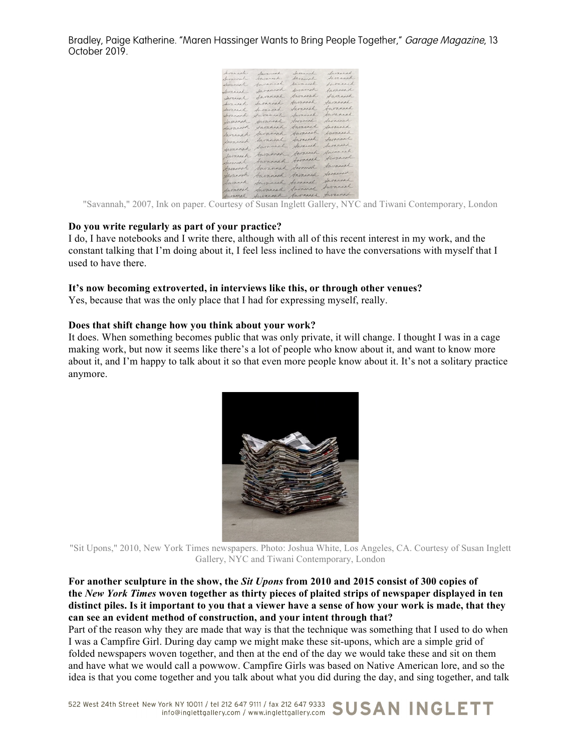"Savannah," 2007, Ink on paper. Courtesy of Susan Inglett Gallery, NYC and Tiwani Contemporary, London

**Do you write regularly as part of your practice?**
I do, I have notebooks and I write there, although with all of this recent interest in my work, and the constant talking that I'm doing about it, I feel less inclined to have the conversations with myself that I used to have there.

**It's now becoming extroverted, in interviews like this, or through other venues?**
Yes, because that was the only place that I had for expressing myself, really.

**Does that shift change how you think about your work?**
It does. When something becomes public that was only private, it will change. I thought I was in a cage making work, but now it seems like there's a lot of people who know about it, and want to know more about it, and I'm happy to talk about it so that even more people know about it. It's not a solitary practice anymore.

"Sit Upons," 2010, New York Times newspapers. Photo: Joshua White, Los Angeles, CA. Courtesy of Susan Inglett Gallery, NYC and Tiwani Contemporary, London

**For another sculpture in the show, the *Sit Upons* from 2010 and 2015 consist of 300 copies of the *New York Times* woven together as thirty pieces of plaited strips of newspaper displayed in ten distinct piles. Is it important to you that a viewer have a sense of how your work is made, that they can see an evident method of construction, and your intent through that?**
Part of the reason why they are made that way is that the technique was something that I used to do when I was a Campfire Girl. During day camp we might make these sit-upons, which are a simple grid of folded newspapers woven together, and then at the end of the day we would take these and sit on them and have what we would call a powwow. Campfire Girls was based on Native American lore, and so the idea is that you come together and you talk about what you did during the day, and sing together, and talk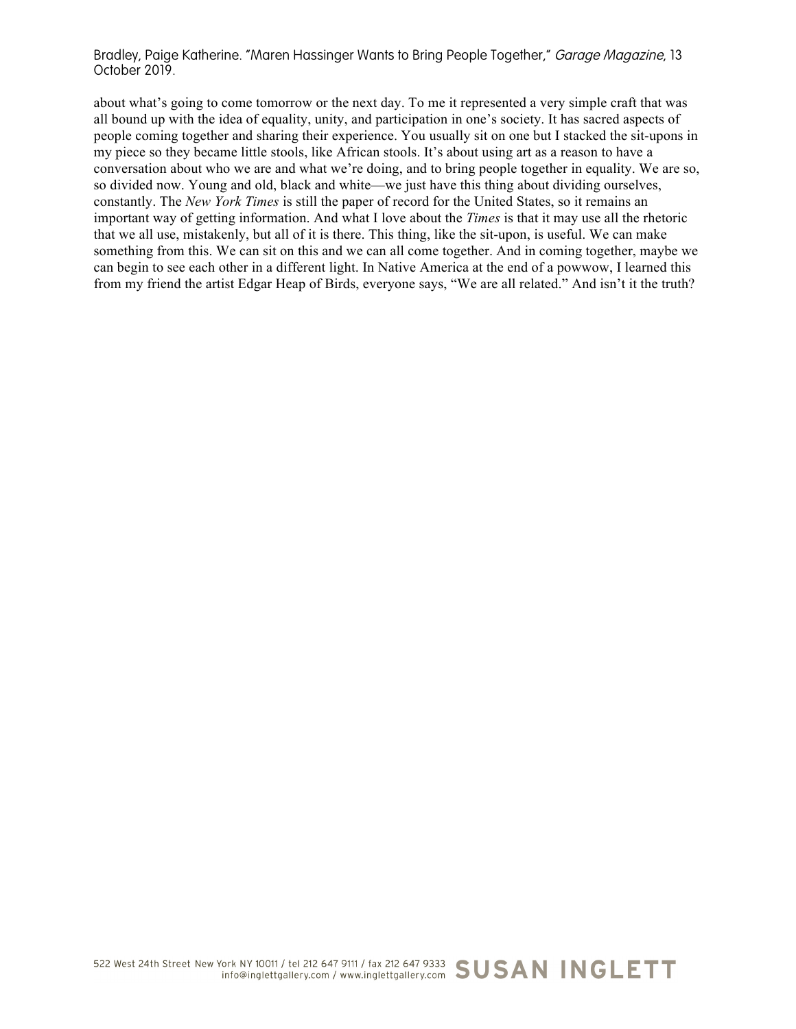about what's going to come tomorrow or the next day. To me it represented a very simple craft that was all bound up with the idea of equality, unity, and participation in one's society. It has sacred aspects of people coming together and sharing their experience. You usually sit on one but I stacked the sit-upons in my piece so they became little stools, like African stools. It's about using art as a reason to have a conversation about who we are and what we're doing, and to bring people together in equality. We are so, so divided now. Young and old, black and white—we just have this thing about dividing ourselves, constantly. The *New York Times* is still the paper of record for the United States, so it remains an important way of getting information. And what I love about the *Times* is that it may use all the rhetoric that we all use, mistakenly, but all of it is there. This thing, like the sit-upon, is useful. We can make something from this. We can sit on this and we can all come together. And in coming together, maybe we can begin to see each other in a different light. In Native America at the end of a powwow, I learned this from my friend the artist Edgar Heap of Birds, everyone says, "We are all related." And isn't it the truth?